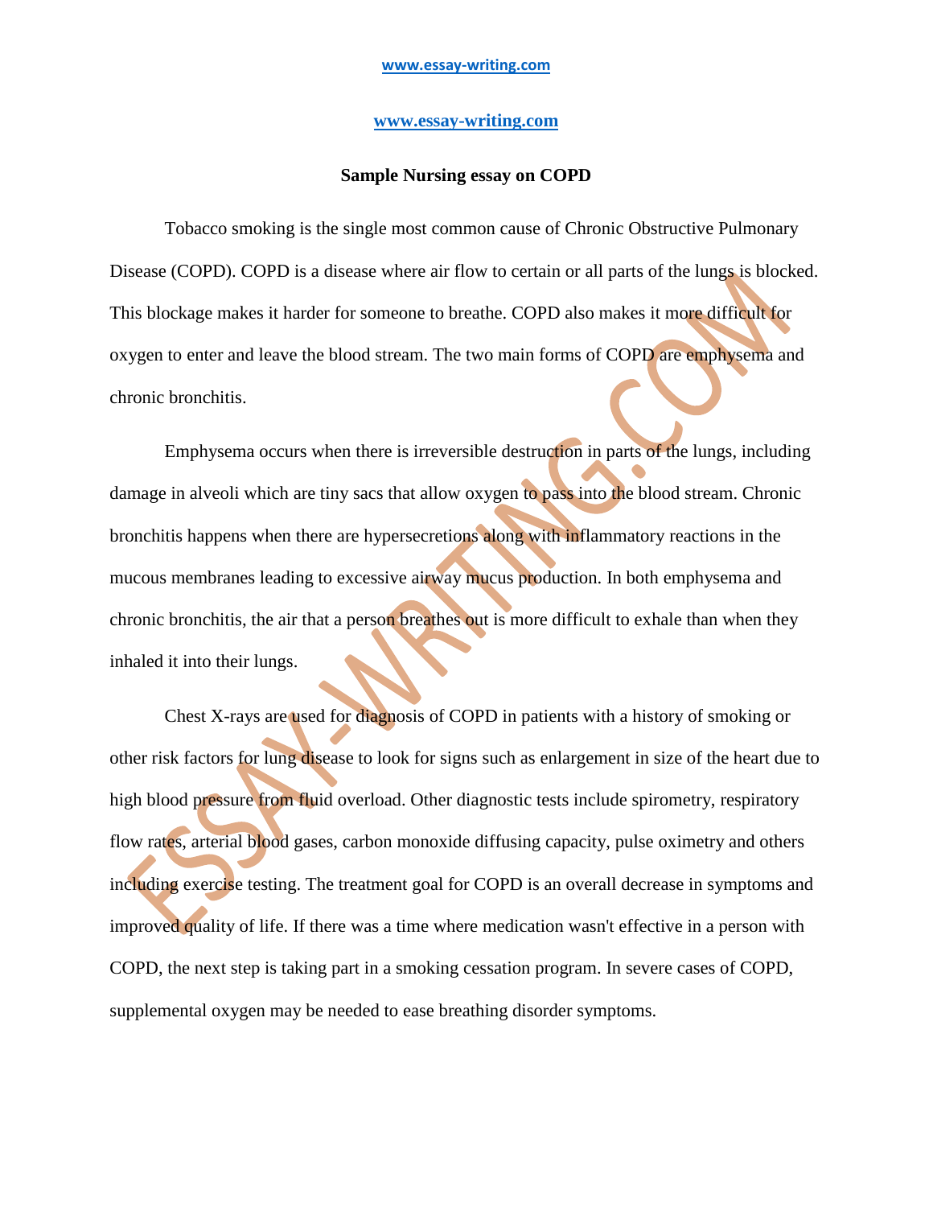# Sample Nursing essay on COPD

Tobacco smoking is the single most common cause of Chronic Obstructive Pulmonary Disease (COPD). COPD is a disease where air flow to certain or all parts of the lungs is blocked. This blockage makes it harder for someone to breathe. COPD also makes it more difficult for oxygen to enter and leave the blood stream. The two main forms of COPD are emphysema and chronic bronchitis.

Emphysema occurs when there is irreversible destruction in parts of the lungs, including damage in alveoli which are tiny sacs that allow oxygen to pass into the blood stream. Chronic bronchitis happens when there are hypersecretions along with inflammatory reactions in the mucous membranes leading to excessive airway mucus production. In both emphysema and chronic bronchitis, the air that a person breathes out is more difficult to exhale than when they inhaled it into their lungs.

Chest X-rays are used for diagnosis of COPD in patients with a history of smoking or other risk factors for lung disease to look for signs such as enlargement in size of the heart due to high blood pressure from fluid overload. Other diagnostic tests include spirometry, respiratory flow rates, arterial blood gases, carbon monoxide diffusing capacity, pulse oximetry and others including exercise testing. The treatment goal for COPD is an overall decrease in symptoms and improved quality of life. If there was a time where medication wasn't effective in a person with COPD, the next step is taking part in a smoking cessation program. In severe cases of COPD, supplemental oxygen may be needed to ease breathing disorder symptoms.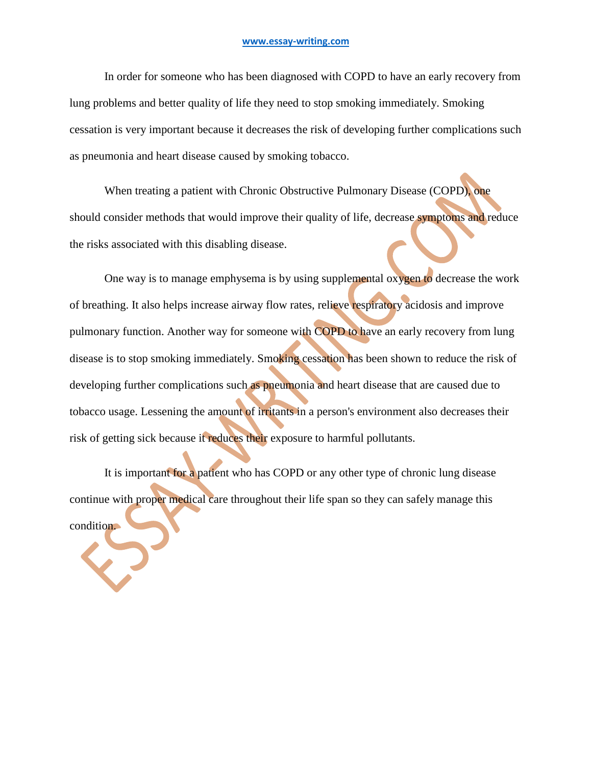In order for someone who has been diagnosed with COPD to have an early recovery from lung problems and better quality of life they need to stop smoking immediately. Smoking cessation is very important because it decreases the risk of developing further complications such as pneumonia and heart disease caused by smoking tobacco.

When treating a patient with Chronic Obstructive Pulmonary Disease (COPD), one should consider methods that would improve their quality of life, decrease symptoms and reduce the risks associated with this disabling disease.

One way is to manage emphysema is by using supplemental oxygen to decrease the work of breathing. It also helps increase airway flow rates, relieve respiratory acidosis and improve pulmonary function. Another way for someone with COPD to have an early recovery from lung disease is to stop smoking immediately. Smoking cessation has been shown to reduce the risk of developing further complications such as pneumonia and heart disease that are caused due to tobacco usage. Lessening the amount of irritants in a person's environment also decreases their risk of getting sick because it reduces their exposure to harmful pollutants.

It is important for a patient who has COPD or any other type of chronic lung disease continue with proper medical care throughout their life span so they can safely manage this condition.